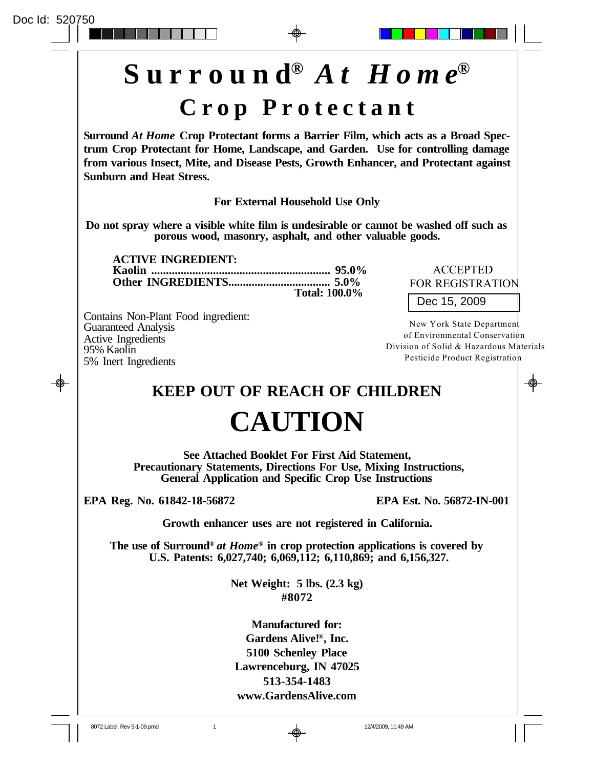# Surround® *At Home*®

## Crop Protectant

**Surround *At Home* Crop Protectant forms a Barrier Film, which acts as a Broad Spectrum Crop Protectant for Home, Landscape, and Garden. Use for controlling damage from various Insect, Mite, and Disease Pests, Growth Enhancer, and Protectant against Sunburn and Heat Stress.**

**For External Household Use Only**

**Do not spray where a visible white film is undesirable or cannot be washed off such as porous wood, masonry, asphalt, and other valuable goods.**

**ACTIVE INGREDIENT:**
**Kaolin ............................................................ 95.0%**
**Other INGREDIENTS................................... 5.0%**
**Total: 100.0%**

ACCEPTED
FOR REGISTRATION
Dec 15, 2009

New York State Department of Environmental Conservation
Division of Solid & Hazardous Materials
Pesticide Product Registration

Contains Non-Plant Food ingredient:
Guaranteed Analysis
Active Ingredients
95% Kaolin
5% Inert Ingredients

## KEEP OUT OF REACH OF CHILDREN

# CAUTION

**See Attached Booklet For First Aid Statement, Precautionary Statements, Directions For Use, Mixing Instructions, General Application and Specific Crop Use Instructions**

**EPA Reg. No. 61842-18-56872** **EPA Est. No. 56872-IN-001**

**Growth enhancer uses are not registered in California.**

**The use of Surround® *at Home*® in crop protection applications is covered by U.S. Patents: 6,027,740; 6,069,112; 6,110,869; and 6,156,327.**

**Net Weight: 5 lbs. (2.3 kg)**
**#8072**

**Manufactured for:**
**Gardens Alive!®, Inc.**
**5100 Schenley Place**
**Lawrenceburg, IN 47025**
**513-354-1483**
**www.GardensAlive.com**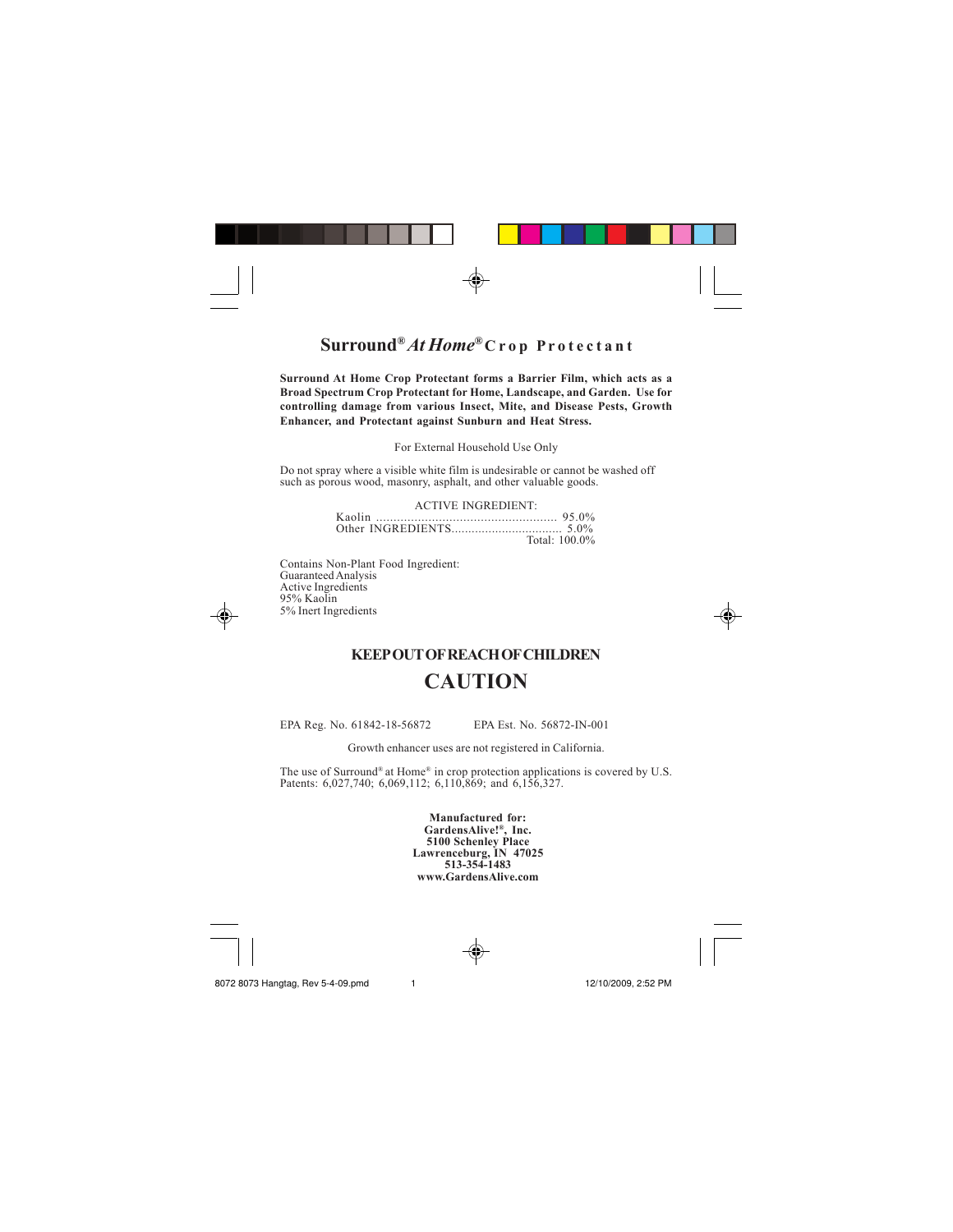# Surround® *At Home®* Crop Protectant

**Surround At Home Crop Protectant forms a Barrier Film, which acts as a Broad Spectrum Crop Protectant for Home, Landscape, and Garden. Use for controlling damage from various Insect, Mite, and Disease Pests, Growth Enhancer, and Protectant against Sunburn and Heat Stress.**

For External Household Use Only

Do not spray where a visible white film is undesirable or cannot be washed off such as porous wood, masonry, asphalt, and other valuable goods.

ACTIVE INGREDIENT:
Kaolin .................................................... 95.0%
Other INGREDIENTS................................. 5.0%
Total: 100.0%

Contains Non-Plant Food Ingredient:
Guaranteed Analysis
Active Ingredients
95% Kaolin
5% Inert Ingredients

## KEEP OUT OF REACH OF CHILDREN

## CAUTION

EPA Reg. No. 61842-18-56872 EPA Est. No. 56872-IN-001

Growth enhancer uses are not registered in California.

The use of Surround® at Home® in crop protection applications is covered by U.S. Patents: 6,027,740; 6,069,112; 6,110,869; and 6,156,327.

**Manufactured for:**
**GardensAlive!®, Inc.**
**5100 Schenley Place**
**Lawrenceburg, IN 47025**
**513-354-1483**
**www.GardensAlive.com**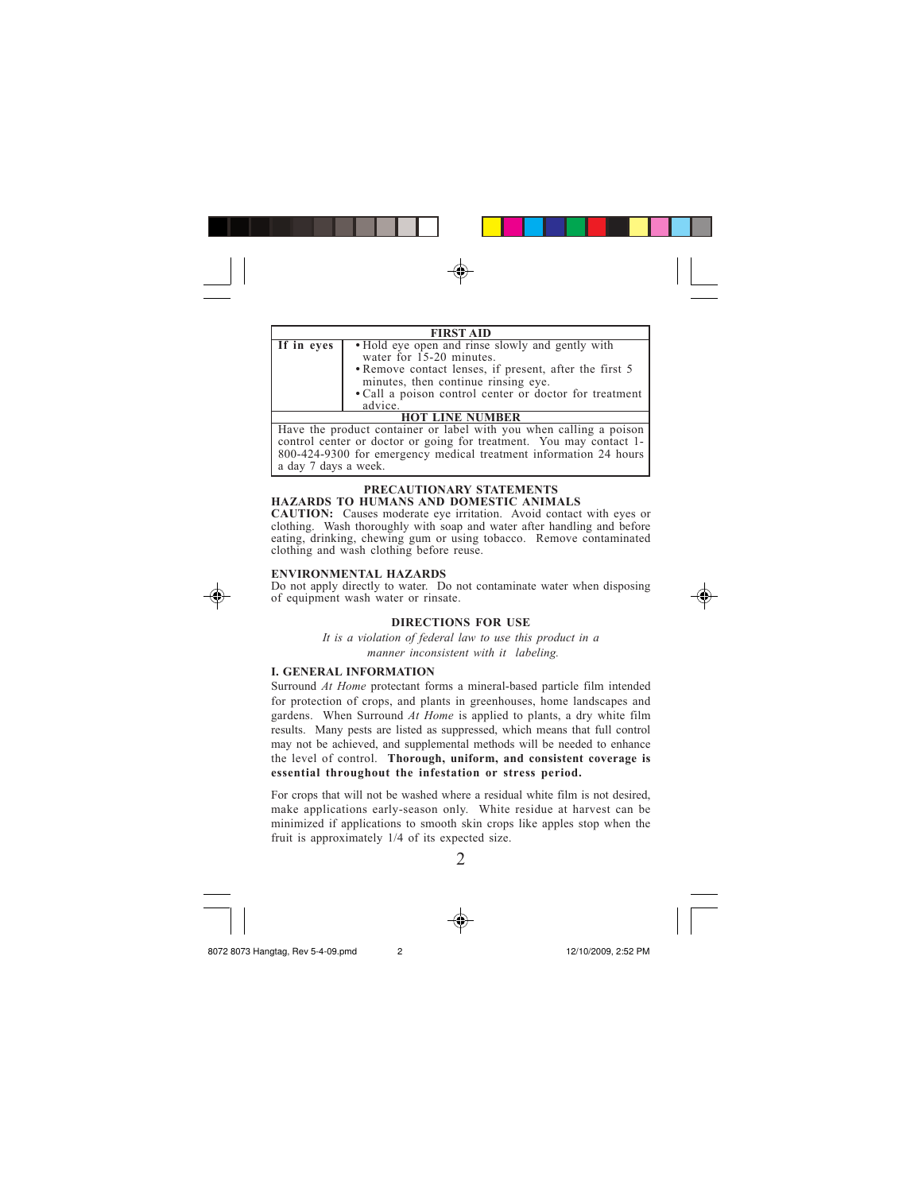| FIRST AID | |
|---|---|
| **If in eyes** | • Hold eye open and rinse slowly and gently with water for 15-20 minutes.<br>• Remove contact lenses, if present, after the first 5 minutes, then continue rinsing eye.<br>• Call a poison control center or doctor for treatment advice. |
| **HOT LINE NUMBER** | |
| Have the product container or label with you when calling a poison control center or doctor or going for treatment. You may contact 1-800-424-9300 for emergency medical treatment information 24 hours a day 7 days a week. | |

## PRECAUTIONARY STATEMENTS

### HAZARDS TO HUMANS AND DOMESTIC ANIMALS

**CAUTION:** Causes moderate eye irritation. Avoid contact with eyes or clothing. Wash thoroughly with soap and water after handling and before eating, drinking, chewing gum or using tobacco. Remove contaminated clothing and wash clothing before reuse.

### ENVIRONMENTAL HAZARDS

Do not apply directly to water. Do not contaminate water when disposing of equipment wash water or rinsate.

## DIRECTIONS FOR USE

*It is a violation of federal law to use this product in a manner inconsistent with it labeling.*

### I. GENERAL INFORMATION

Surround *At Home* protectant forms a mineral-based particle film intended for protection of crops, and plants in greenhouses, home landscapes and gardens. When Surround *At Home* is applied to plants, a dry white film results. Many pests are listed as suppressed, which means that full control may not be achieved, and supplemental methods will be needed to enhance the level of control. **Thorough, uniform, and consistent coverage is essential throughout the infestation or stress period.**

For crops that will not be washed where a residual white film is not desired, make applications early-season only. White residue at harvest can be minimized if applications to smooth skin crops like apples stop when the fruit is approximately 1/4 of its expected size.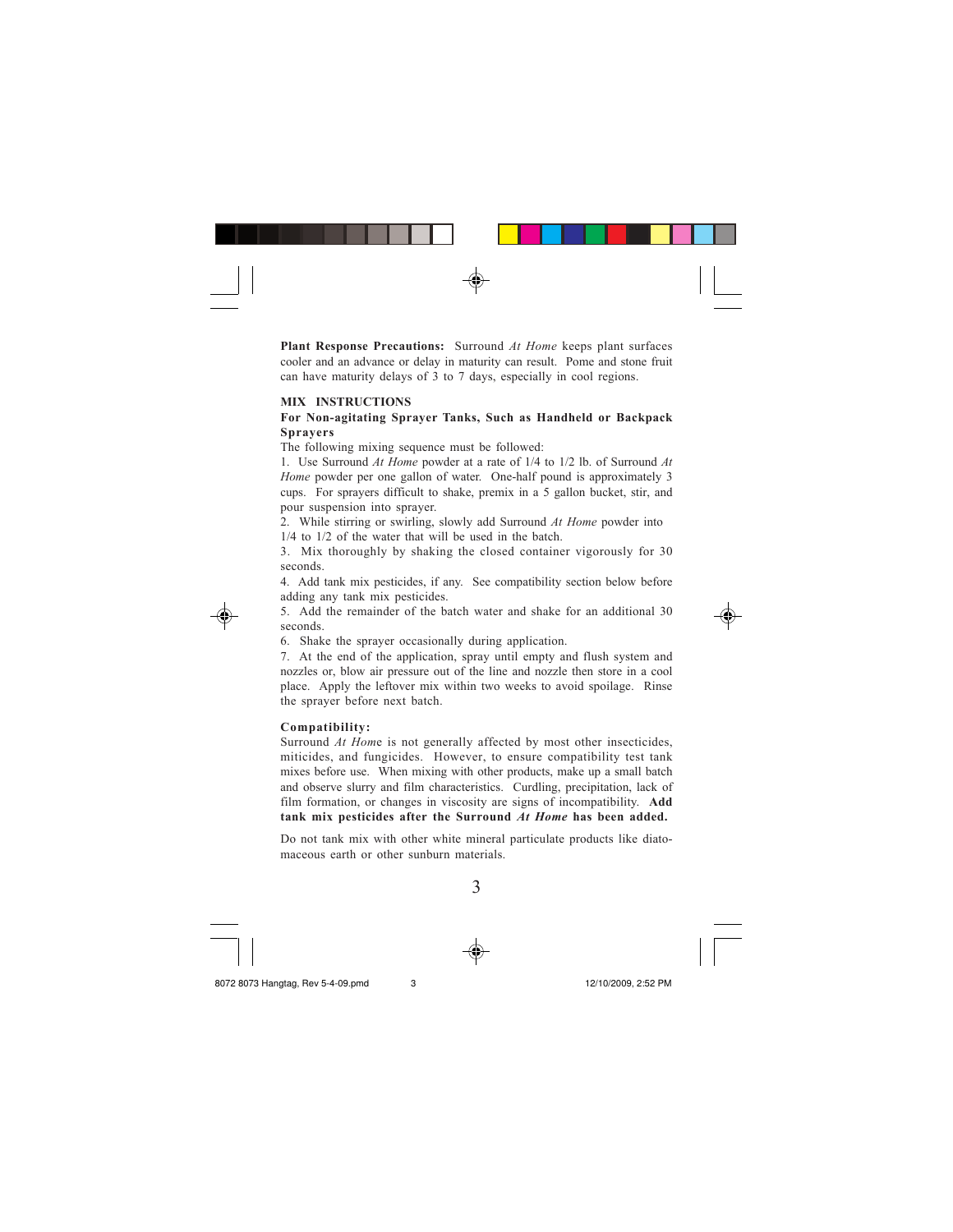**Plant Response Precautions:** Surround *At Home* keeps plant surfaces cooler and an advance or delay in maturity can result. Pome and stone fruit can have maturity delays of 3 to 7 days, especially in cool regions.

## MIX INSTRUCTIONS

### For Non-agitating Sprayer Tanks, Such as Handheld or Backpack Sprayers

The following mixing sequence must be followed:

1. Use Surround *At Home* powder at a rate of 1/4 to 1/2 lb. of Surround *At Home* powder per one gallon of water. One-half pound is approximately 3 cups. For sprayers difficult to shake, premix in a 5 gallon bucket, stir, and pour suspension into sprayer.
2. While stirring or swirling, slowly add Surround *At Home* powder into 1/4 to 1/2 of the water that will be used in the batch.
3. Mix thoroughly by shaking the closed container vigorously for 30 seconds.
4. Add tank mix pesticides, if any. See compatibility section below before adding any tank mix pesticides.
5. Add the remainder of the batch water and shake for an additional 30 seconds.
6. Shake the sprayer occasionally during application.
7. At the end of the application, spray until empty and flush system and nozzles or, blow air pressure out of the line and nozzle then store in a cool place. Apply the leftover mix within two weeks to avoid spoilage. Rinse the sprayer before next batch.

**Compatibility:**

Surround *At Home* is not generally affected by most other insecticides, miticides, and fungicides. However, to ensure compatibility test tank mixes before use. When mixing with other products, make up a small batch and observe slurry and film characteristics. Curdling, precipitation, lack of film formation, or changes in viscosity are signs of incompatibility. **Add tank mix pesticides after the Surround *At Home* has been added.**

Do not tank mix with other white mineral particulate products like diatomaceous earth or other sunburn materials.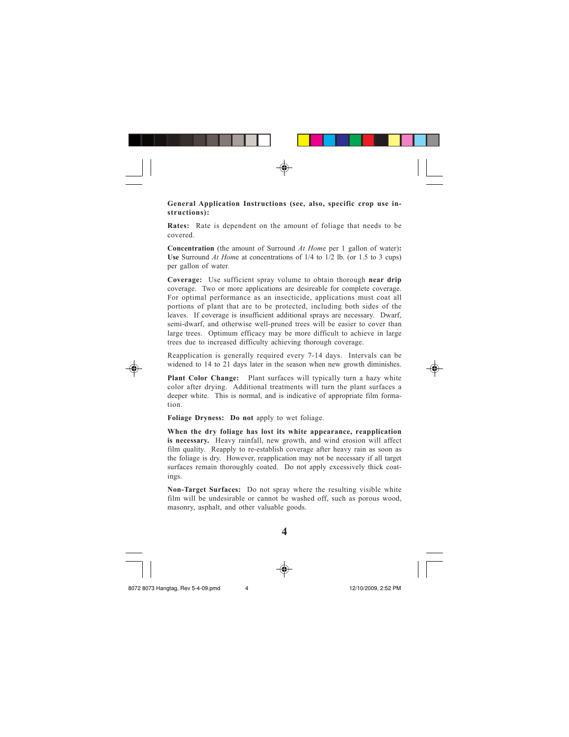**General Application Instructions (see, also, specific crop use instructions):**

**Rates:** Rate is dependent on the amount of foliage that needs to be covered.

**Concentration** (the amount of Surround *At Home* per 1 gallon of water)**:** **Use** Surround *At Home* at concentrations of 1/4 to 1/2 lb. (or 1.5 to 3 cups) per gallon of water.

**Coverage:** Use sufficient spray volume to obtain thorough **near drip** coverage. Two or more applications are desireable for complete coverage. For optimal performance as an insecticide, applications must coat all portions of plant that are to be protected, including both sides of the leaves. If coverage is insufficient additional sprays are necessary. Dwarf, semi-dwarf, and otherwise well-pruned trees will be easier to cover than large trees. Optimum efficacy may be more difficult to achieve in large trees due to increased difficulty achieving thorough coverage.

Reapplication is generally required every 7-14 days. Intervals can be widened to 14 to 21 days later in the season when new growth diminishes.

**Plant Color Change:** Plant surfaces will typically turn a hazy white color after drying. Additional treatments will turn the plant surfaces a deeper white. This is normal, and is indicative of appropriate film formation.

**Foliage Dryness:** **Do not** apply to wet foliage.

**When the dry foliage has lost its white appearance, reapplication is necessary.** Heavy rainfall, new growth, and wind erosion will affect film quality. Reapply to re-establish coverage after heavy rain as soon as the foliage is dry. However, reapplication may not be necessary if all target surfaces remain thoroughly coated. Do not apply excessively thick coatings.

**Non-Target Surfaces:** Do not spray where the resulting visible white film will be undesirable or cannot be washed off, such as porous wood, masonry, asphalt, and other valuable goods.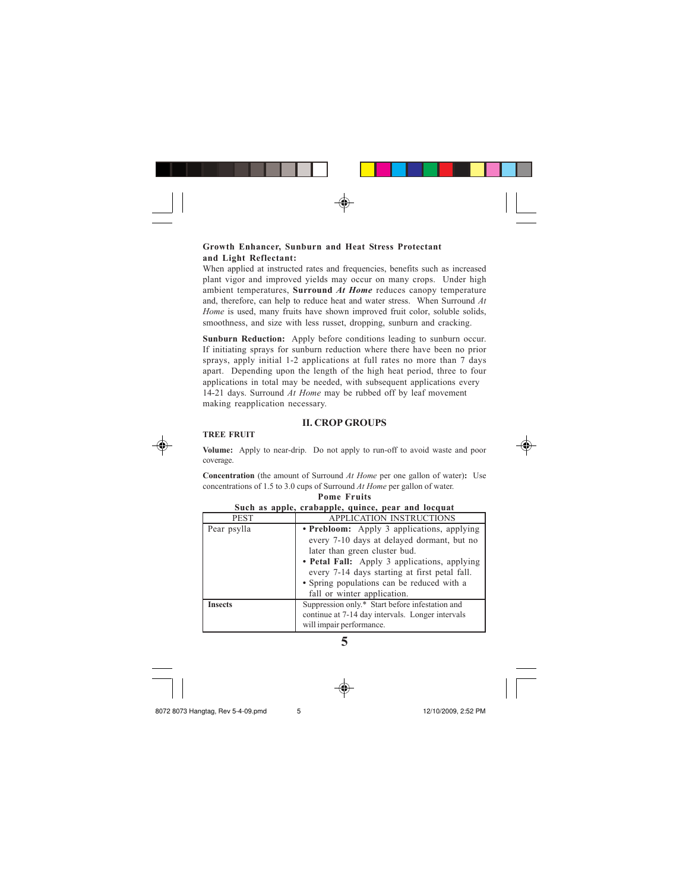**Growth Enhancer, Sunburn and Heat Stress Protectant and Light Reflectant:**

When applied at instructed rates and frequencies, benefits such as increased plant vigor and improved yields may occur on many crops. Under high ambient temperatures, **Surround *At Home*** reduces canopy temperature and, therefore, can help to reduce heat and water stress. When Surround *At Home* is used, many fruits have shown improved fruit color, soluble solids, smoothness, and size with less russet, dropping, sunburn and cracking.

**Sunburn Reduction:** Apply before conditions leading to sunburn occur. If initiating sprays for sunburn reduction where there have been no prior sprays, apply initial 1-2 applications at full rates no more than 7 days apart. Depending upon the length of the high heat period, three to four applications in total may be needed, with subsequent applications every 14-21 days. Surround *At Home* may be rubbed off by leaf movement making reapplication necessary.

## II. CROP GROUPS

**TREE FRUIT**

**Volume:** Apply to near-drip. Do not apply to run-off to avoid waste and poor coverage.

**Concentration** (the amount of Surround *At Home* per one gallon of water)**:** Use concentrations of 1.5 to 3.0 cups of Surround *At Home* per gallon of water.

**Pome Fruits**

**Such as apple, crabapple, quince, pear and locquat**

| PEST | APPLICATION INSTRUCTIONS |
|---|---|
| Pear psylla | • **Prebloom:** Apply 3 applications, applying every 7-10 days at delayed dormant, but no later than green cluster bud.<br>• **Petal Fall:** Apply 3 applications, applying every 7-14 days starting at first petal fall.<br>• Spring populations can be reduced with a fall or winter application. |
| **Insects** | Suppression only.* Start before infestation and continue at 7-14 day intervals. Longer intervals will impair performance. |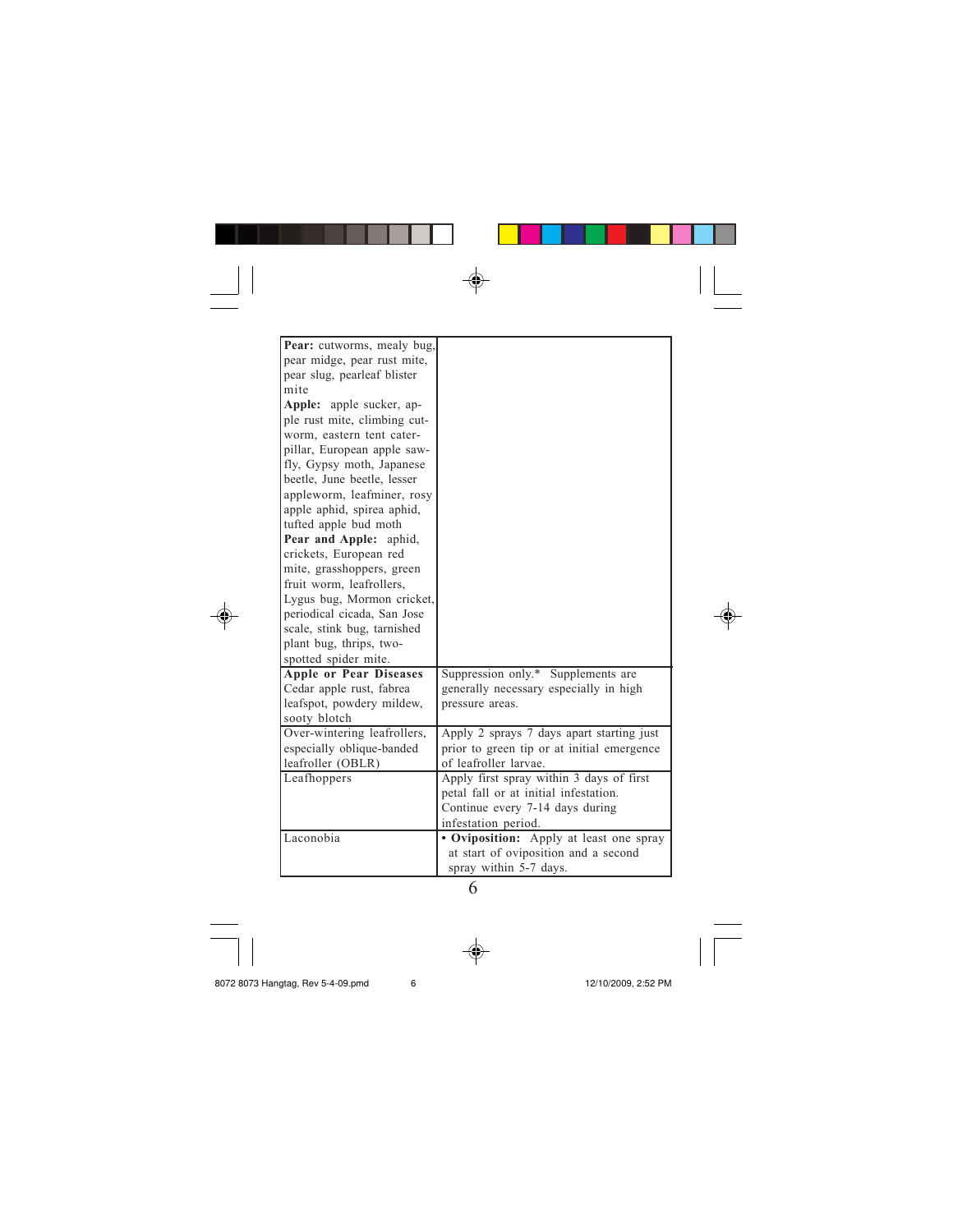| | |
|---|---|
| **Pear:** cutworms, mealy bug, pear midge, pear rust mite, pear slug, pearleaf blister mite **Apple:** apple sucker, apple rust mite, climbing cutworm, eastern tent caterpillar, European apple sawfly, Gypsy moth, Japanese beetle, June beetle, lesser appleworm, leafminer, rosy apple aphid, spirea aphid, tufted apple bud moth **Pear and Apple:** aphid, crickets, European red mite, grasshoppers, green fruit worm, leafrollers, Lygus bug, Mormon cricket, periodical cicada, San Jose scale, stink bug, tarnished plant bug, thrips, two-spotted spider mite. | |
| **Apple or Pear Diseases** Cedar apple rust, fabrea leafspot, powdery mildew, sooty blotch | Suppression only.* Supplements are generally necessary especially in high pressure areas. |
| Over-wintering leafrollers, especially oblique-banded leafroller (OBLR) | Apply 2 sprays 7 days apart starting just prior to green tip or at initial emergence of leafroller larvae. |
| Leafhoppers | Apply first spray within 3 days of first petal fall or at initial infestation. Continue every 7-14 days during infestation period. |
| Laconobia | • **Oviposition:** Apply at least one spray at start of oviposition and a second spray within 5-7 days. |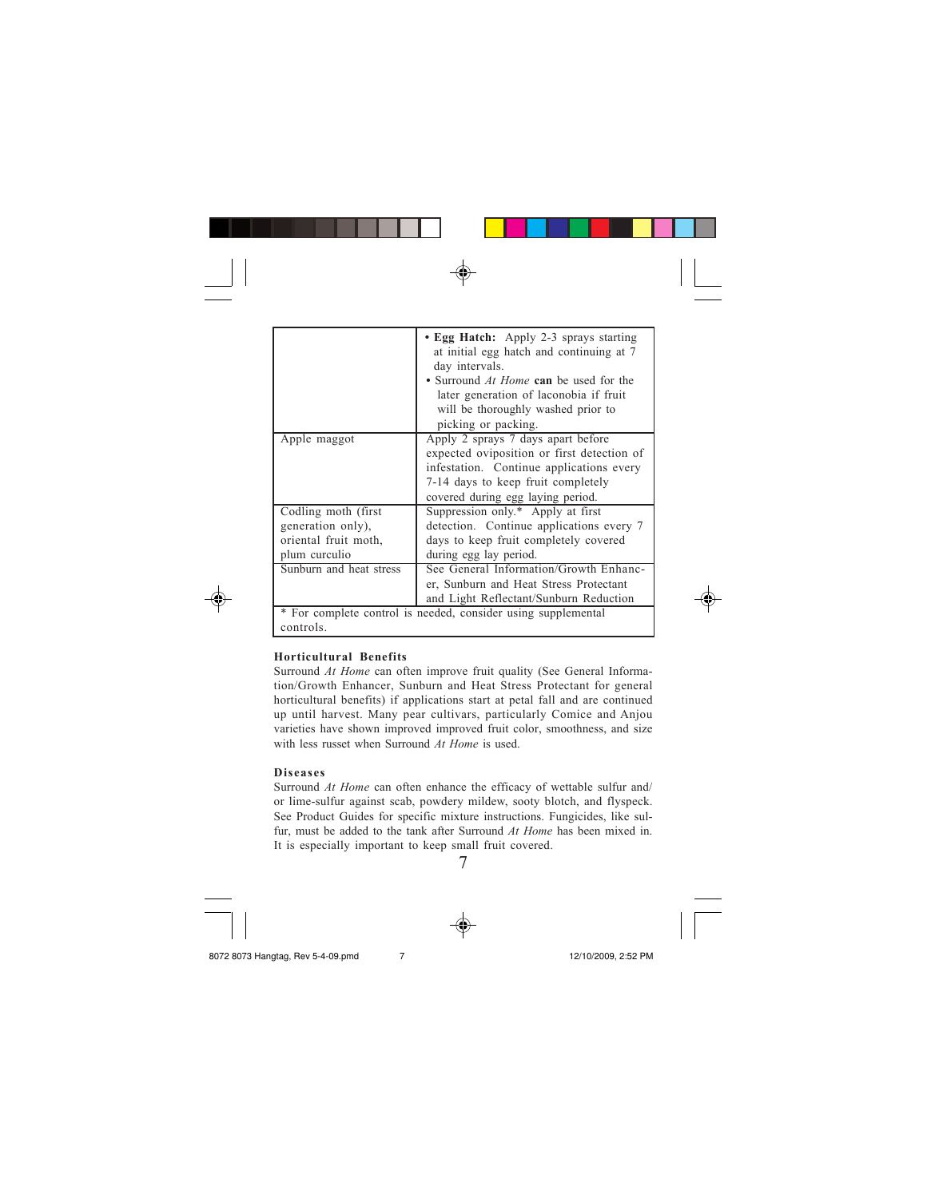| | |
|---|---|
| | • **Egg Hatch:** Apply 2-3 sprays starting at initial egg hatch and continuing at 7 day intervals.<br>• Surround *At Home* **can** be used for the later generation of laconobia if fruit will be thoroughly washed prior to picking or packing. |
| Apple maggot | Apply 2 sprays 7 days apart before expected oviposition or first detection of infestation. Continue applications every 7-14 days to keep fruit completely covered during egg laying period. |
| Codling moth (first generation only), oriental fruit moth, plum curculio | Suppression only.* Apply at first detection. Continue applications every 7 days to keep fruit completely covered during egg lay period. |
| Sunburn and heat stress | See General Information/Growth Enhancer, Sunburn and Heat Stress Protectant and Light Reflectant/Sunburn Reduction |
| * For complete control is needed, consider using supplemental controls. | |

**Horticultural Benefits**

Surround *At Home* can often improve fruit quality (See General Information/Growth Enhancer, Sunburn and Heat Stress Protectant for general horticultural benefits) if applications start at petal fall and are continued up until harvest. Many pear cultivars, particularly Comice and Anjou varieties have shown improved improved fruit color, smoothness, and size with less russet when Surround *At Home* is used.

**Diseases**

Surround *At Home* can often enhance the efficacy of wettable sulfur and/or lime-sulfur against scab, powdery mildew, sooty blotch, and flyspeck. See Product Guides for specific mixture instructions. Fungicides, like sulfur, must be added to the tank after Surround *At Home* has been mixed in. It is especially important to keep small fruit covered.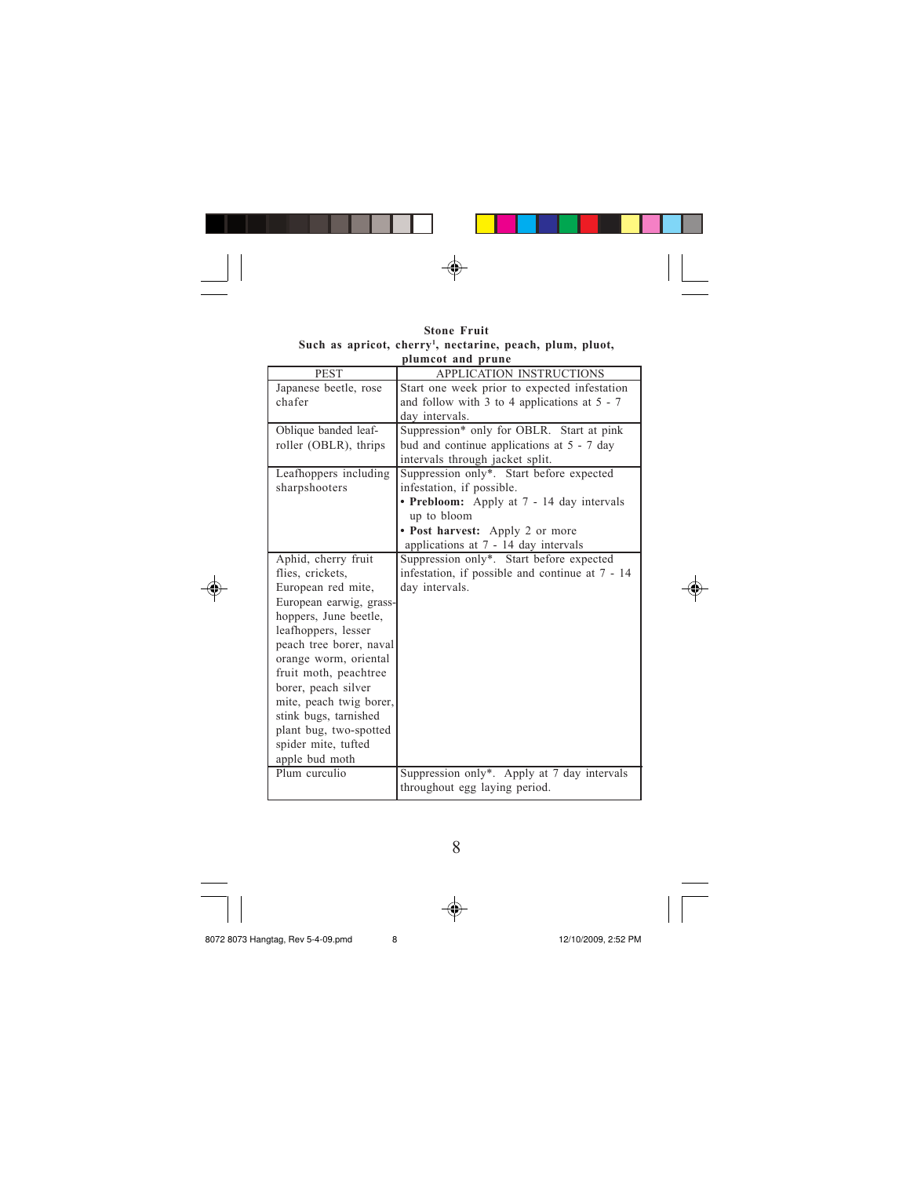**Stone Fruit**

**Such as apricot, cherry[1], nectarine, peach, plum, pluot, plumcot and prune**

| PEST | APPLICATION INSTRUCTIONS |
|---|---|
| Japanese beetle, rose chafer | Start one week prior to expected infestation and follow with 3 to 4 applications at 5 - 7 day intervals. |
| Oblique banded leaf-roller (OBLR), thrips | Suppression* only for OBLR. Start at pink bud and continue applications at 5 - 7 day intervals through jacket split. |
| Leafhoppers including sharpshooters | Suppression only*. Start before expected infestation, if possible.<br>• **Prebloom:** Apply at 7 - 14 day intervals up to bloom<br>• **Post harvest:** Apply 2 or more applications at 7 - 14 day intervals |
| Aphid, cherry fruit flies, crickets, European red mite, European earwig, grass-hoppers, June beetle, leafhoppers, lesser peach tree borer, naval orange worm, oriental fruit moth, peachtree borer, peach silver mite, peach twig borer, stink bugs, tarnished plant bug, two-spotted spider mite, tufted apple bud moth | Suppression only*. Start before expected infestation, if possible and continue at 7 - 14 day intervals. |
| Plum curculio | Suppression only*. Apply at 7 day intervals throughout egg laying period. |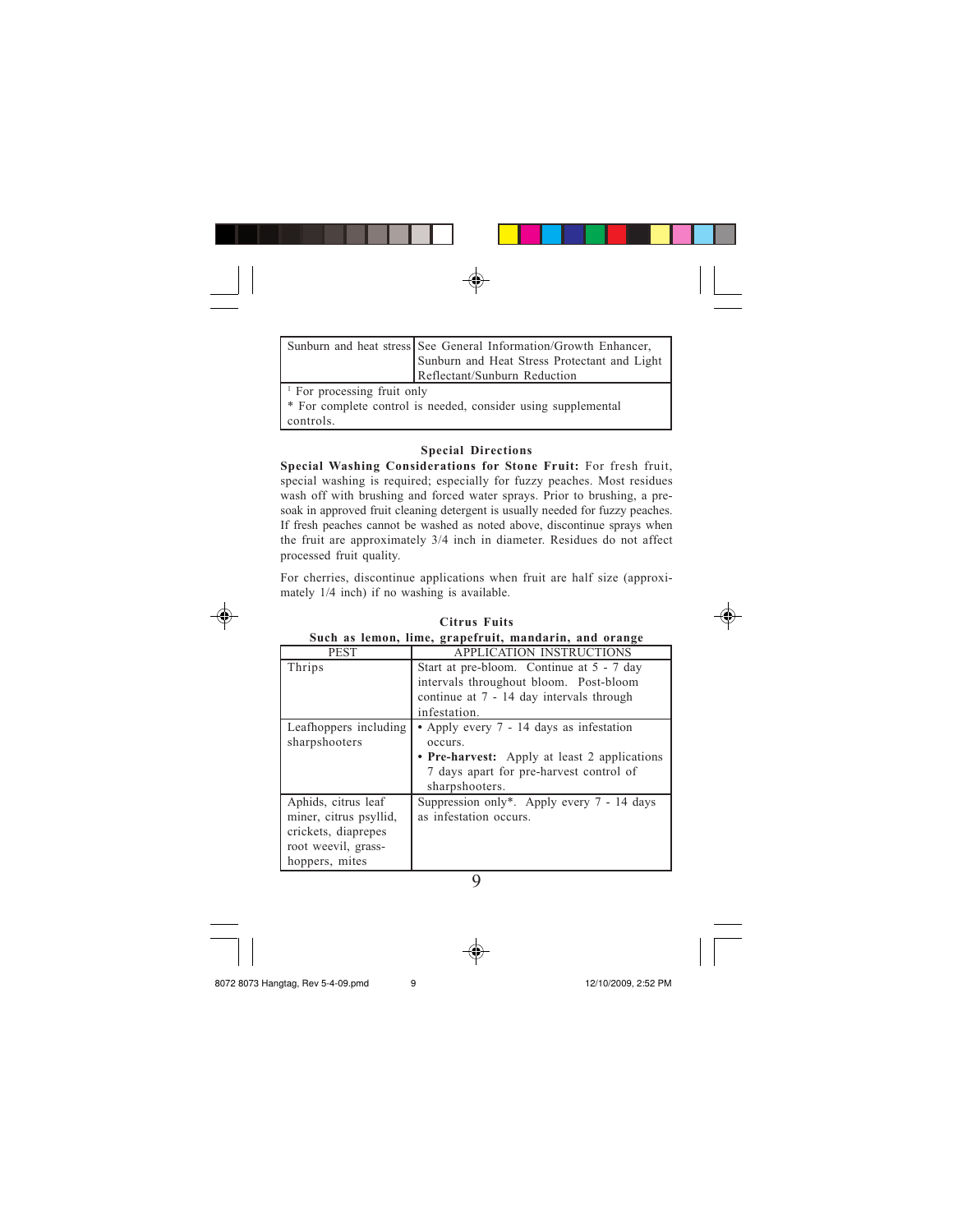| | |
|---|---|
| Sunburn and heat stress | See General Information/Growth Enhancer, Sunburn and Heat Stress Protectant and Light Reflectant/Sunburn Reduction |
| [1] For processing fruit only<br>* For complete control is needed, consider using supplemental controls. | |

### Special Directions

**Special Washing Considerations for Stone Fruit:** For fresh fruit, special washing is required; especially for fuzzy peaches. Most residues wash off with brushing and forced water sprays. Prior to brushing, a pre-soak in approved fruit cleaning detergent is usually needed for fuzzy peaches. If fresh peaches cannot be washed as noted above, discontinue sprays when the fruit are approximately 3/4 inch in diameter. Residues do not affect processed fruit quality.

For cherries, discontinue applications when fruit are half size (approximately 1/4 inch) if no washing is available.

### Citrus Fuits

**Such as lemon, lime, grapefruit, mandarin, and orange**

| PEST | APPLICATION INSTRUCTIONS |
|---|---|
| Thrips | Start at pre-bloom. Continue at 5 - 7 day intervals throughout bloom. Post-bloom continue at 7 - 14 day intervals through infestation. |
| Leafhoppers including sharpshooters | • Apply every 7 - 14 days as infestation occurs.<br>• **Pre-harvest:** Apply at least 2 applications 7 days apart for pre-harvest control of sharpshooters. |
| Aphids, citrus leaf miner, citrus psyllid, crickets, diaprepes root weevil, grasshoppers, mites | Suppression only*. Apply every 7 - 14 days as infestation occurs. |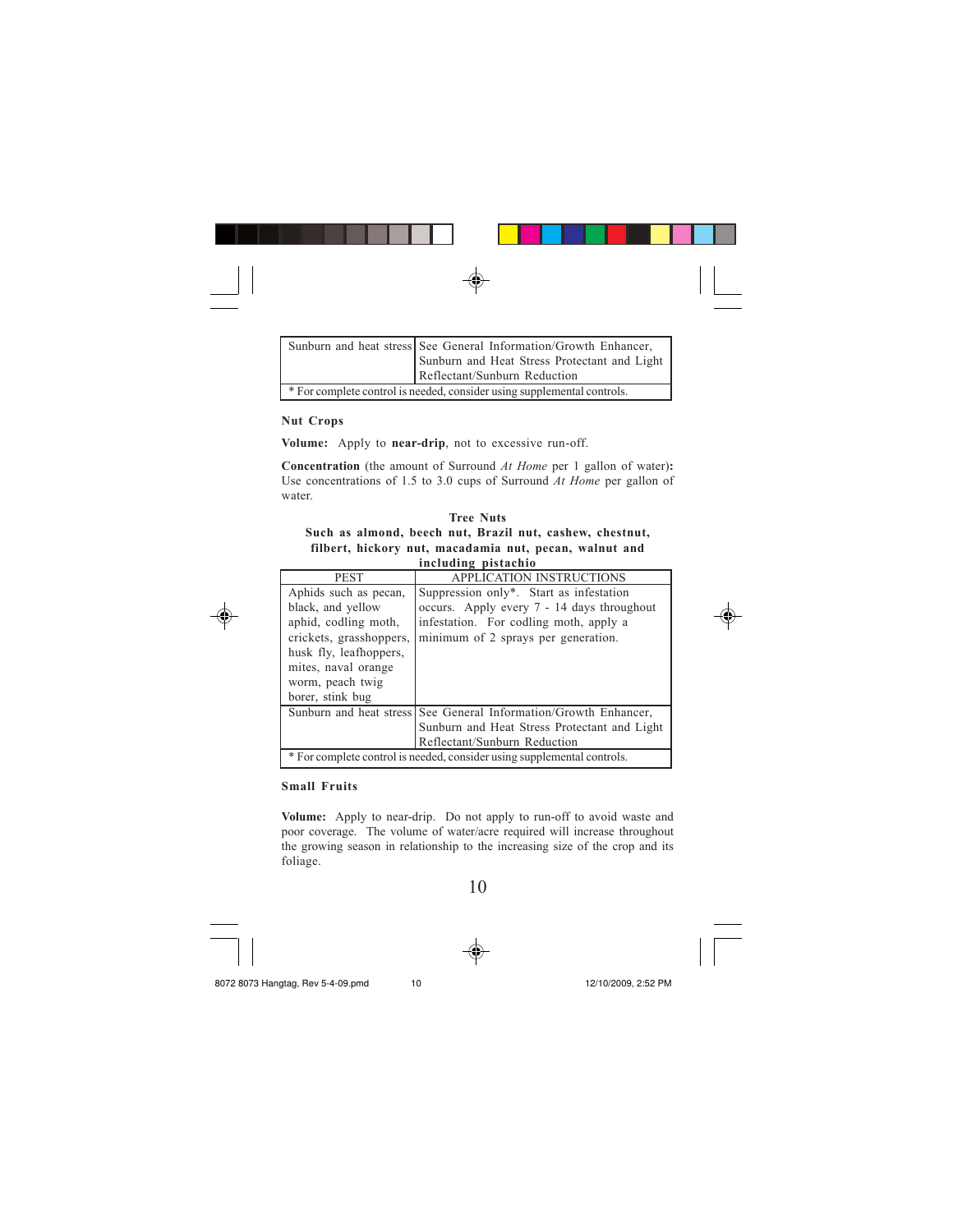| Sunburn and heat stress | See General Information/Growth Enhancer, Sunburn and Heat Stress Protectant and Light Reflectant/Sunburn Reduction |
|---|---|
| * For complete control is needed, consider using supplemental controls. | |

**Nut Crops**

**Volume:** Apply to **near-drip**, not to excessive run-off.

**Concentration** (the amount of Surround *At Home* per 1 gallon of water)**:** Use concentrations of 1.5 to 3.0 cups of Surround *At Home* per gallon of water.

**Tree Nuts**
**Such as almond, beech nut, Brazil nut, cashew, chestnut, filbert, hickory nut, macadamia nut, pecan, walnut and including pistachio**

| PEST | APPLICATION INSTRUCTIONS |
|---|---|
| Aphids such as pecan, black, and yellow aphid, codling moth, crickets, grasshoppers, husk fly, leafhoppers, mites, naval orange worm, peach twig borer, stink bug | Suppression only*. Start as infestation occurs. Apply every 7 - 14 days throughout infestation. For codling moth, apply a minimum of 2 sprays per generation. |
| Sunburn and heat stress | See General Information/Growth Enhancer, Sunburn and Heat Stress Protectant and Light Reflectant/Sunburn Reduction |
| * For complete control is needed, consider using supplemental controls. | |

**Small Fruits**

**Volume:** Apply to near-drip. Do not apply to run-off to avoid waste and poor coverage. The volume of water/acre required will increase throughout the growing season in relationship to the increasing size of the crop and its foliage.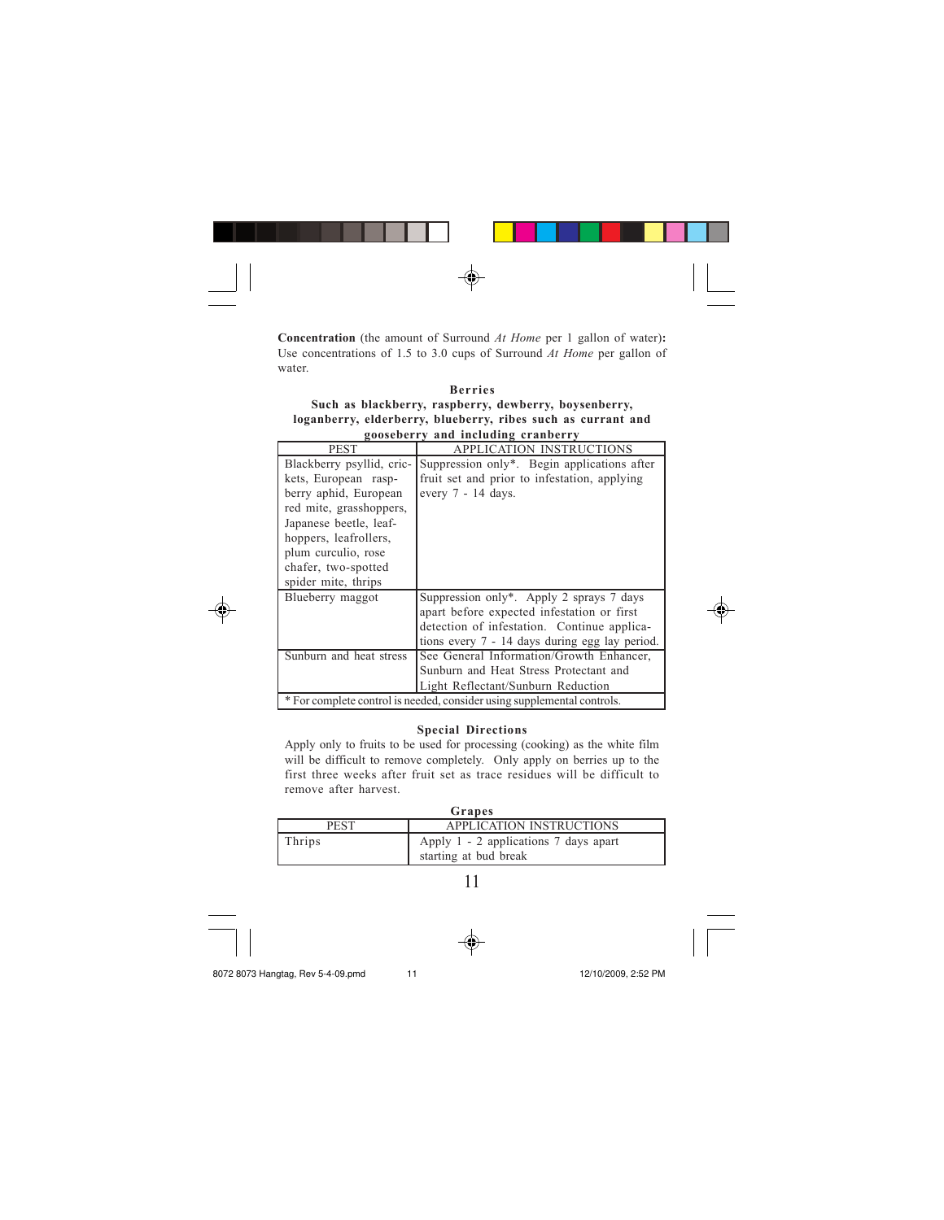**Concentration** (the amount of Surround *At Home* per 1 gallon of water)**:** Use concentrations of 1.5 to 3.0 cups of Surround *At Home* per gallon of water.

### Berries

**Such as blackberry, raspberry, dewberry, boysenberry, loganberry, elderberry, blueberry, ribes such as currant and gooseberry and including cranberry**

| PEST | APPLICATION INSTRUCTIONS |
|---|---|
| Blackberry psyllid, crickets, European raspberry aphid, European red mite, grasshoppers, Japanese beetle, leafhoppers, leafrollers, plum curculio, rose chafer, two-spotted spider mite, thrips | Suppression only*. Begin applications after fruit set and prior to infestation, applying every 7 - 14 days. |
| Blueberry maggot | Suppression only*. Apply 2 sprays 7 days apart before expected infestation or first detection of infestation. Continue applications every 7 - 14 days during egg lay period. |
| Sunburn and heat stress | See General Information/Growth Enhancer, Sunburn and Heat Stress Protectant and Light Reflectant/Sunburn Reduction |
| * For complete control is needed, consider using supplemental controls. | |

### Special Directions

Apply only to fruits to be used for processing (cooking) as the white film will be difficult to remove completely. Only apply on berries up to the first three weeks after fruit set as trace residues will be difficult to remove after harvest.

### Grapes

| PEST | APPLICATION INSTRUCTIONS |
|---|---|
| Thrips | Apply 1 - 2 applications 7 days apart starting at bud break |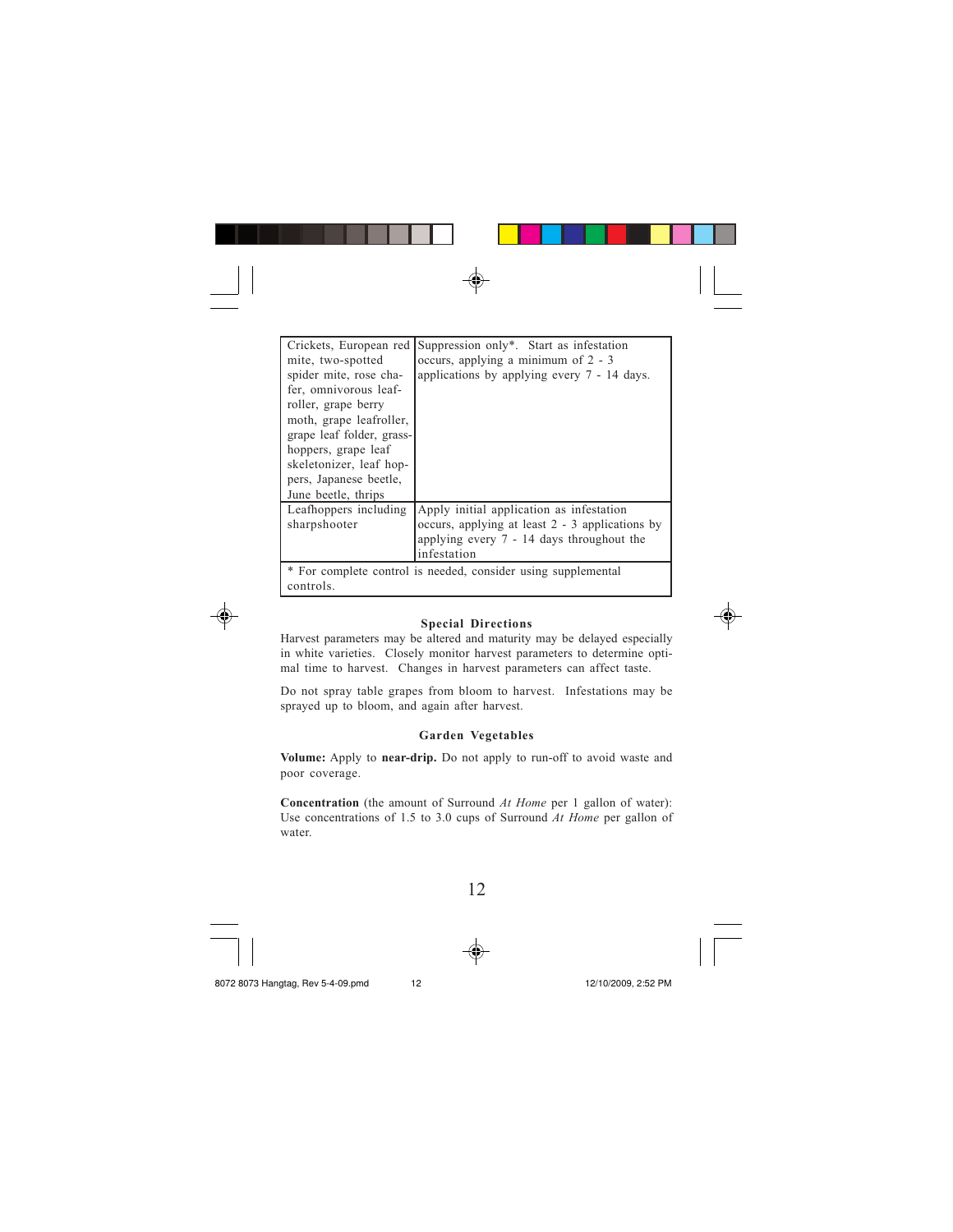| | |
|---|---|
| Crickets, European red mite, two-spotted spider mite, rose chafer, omnivorous leafroller, grape berry moth, grape leafroller, grape leaf folder, grasshoppers, grape leaf skeletonizer, leaf hoppers, Japanese beetle, June beetle, thrips | Suppression only*. Start as infestation occurs, applying a minimum of 2 - 3 applications by applying every 7 - 14 days. |
| Leafhoppers including sharpshooter | Apply initial application as infestation occurs, applying at least 2 - 3 applications by applying every 7 - 14 days throughout the infestation |
| * For complete control is needed, consider using supplemental controls. | |

### Special Directions

Harvest parameters may be altered and maturity may be delayed especially in white varieties. Closely monitor harvest parameters to determine optimal time to harvest. Changes in harvest parameters can affect taste.

Do not spray table grapes from bloom to harvest. Infestations may be sprayed up to bloom, and again after harvest.

### Garden Vegetables

**Volume:** Apply to **near-drip.** Do not apply to run-off to avoid waste and poor coverage.

**Concentration** (the amount of Surround *At Home* per 1 gallon of water): Use concentrations of 1.5 to 3.0 cups of Surround *At Home* per gallon of water.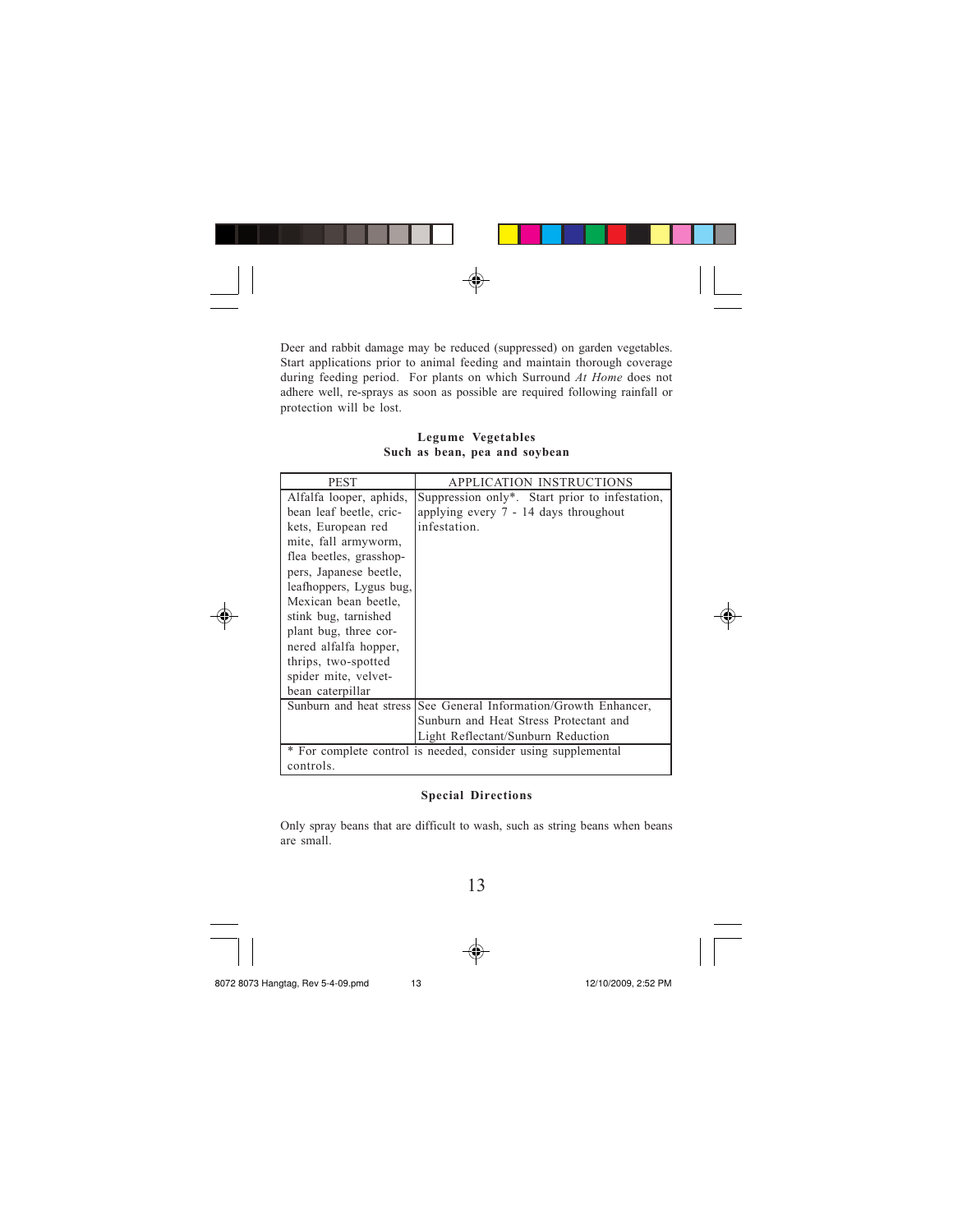Deer and rabbit damage may be reduced (suppressed) on garden vegetables. Start applications prior to animal feeding and maintain thorough coverage during feeding period. For plants on which Surround *At Home* does not adhere well, re-sprays as soon as possible are required following rainfall or protection will be lost.

**Legume Vegetables**
**Such as bean, pea and soybean**

| PEST | APPLICATION INSTRUCTIONS |
|---|---|
| Alfalfa looper, aphids, bean leaf beetle, crickets, European red mite, fall armyworm, flea beetles, grasshoppers, Japanese beetle, leafhoppers, Lygus bug, Mexican bean beetle, stink bug, tarnished plant bug, three cornered alfalfa hopper, thrips, two-spotted spider mite, velvetbean caterpillar | Suppression only*. Start prior to infestation, applying every 7 - 14 days throughout infestation. |
| Sunburn and heat stress | See General Information/Growth Enhancer, Sunburn and Heat Stress Protectant and Light Reflectant/Sunburn Reduction |
| * For complete control is needed, consider using supplemental controls. | |

**Special Directions**

Only spray beans that are difficult to wash, such as string beans when beans are small.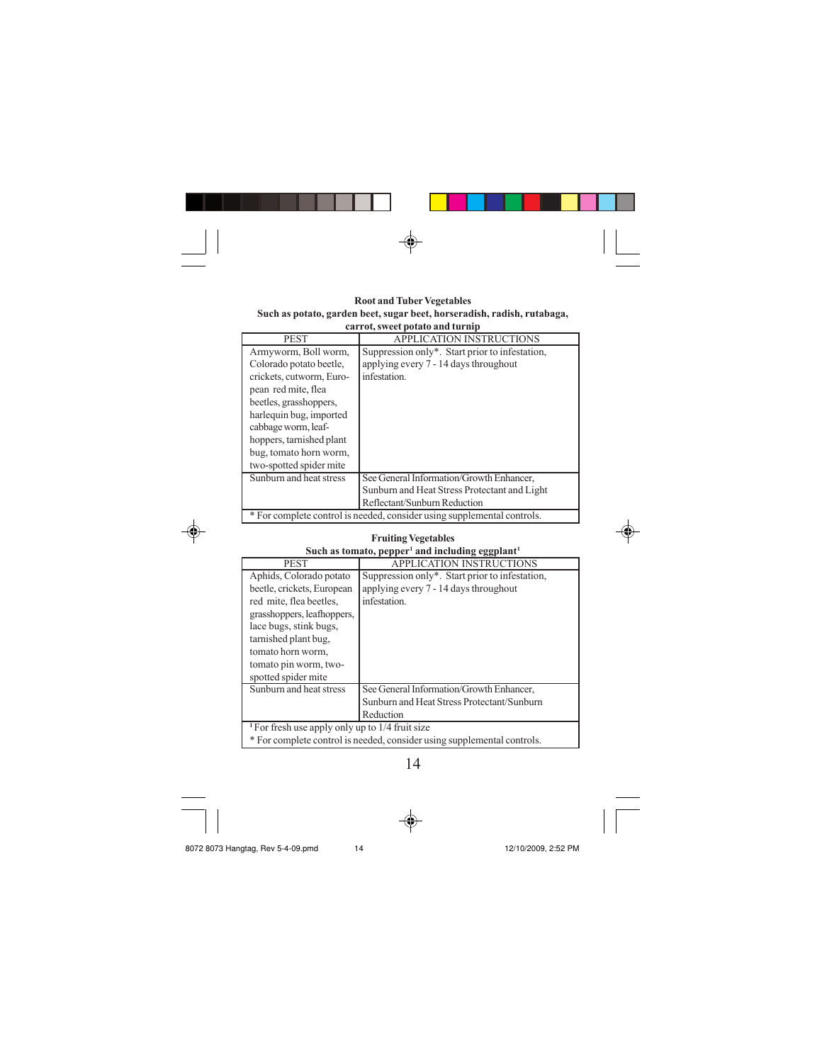**Root and Tuber Vegetables**

**Such as potato, garden beet, sugar beet, horseradish, radish, rutabaga, carrot, sweet potato and turnip**

| PEST | APPLICATION INSTRUCTIONS |
|---|---|
| Armyworm, Boll worm, Colorado potato beetle, crickets, cutworm, European red mite, flea beetles, grasshoppers, harlequin bug, imported cabbage worm, leafhoppers, tarnished plant bug, tomato horn worm, two-spotted spider mite | Suppression only*. Start prior to infestation, applying every 7 - 14 days throughout infestation. |
| Sunburn and heat stress | See General Information/Growth Enhancer, Sunburn and Heat Stress Protectant and Light Reflectant/Sunburn Reduction |
| * For complete control is needed, consider using supplemental controls. | |

**Fruiting Vegetables**

**Such as tomato, pepper[1] and including eggplant[1]**

| PEST | APPLICATION INSTRUCTIONS |
|---|---|
| Aphids, Colorado potato beetle, crickets, European red mite, flea beetles, grasshoppers, leafhoppers, lace bugs, stink bugs, tarnished plant bug, tomato horn worm, tomato pin worm, two-spotted spider mite | Suppression only*. Start prior to infestation, applying every 7 - 14 days throughout infestation. |
| Sunburn and heat stress | See General Information/Growth Enhancer, Sunburn and Heat Stress Protectant/Sunburn Reduction |
| [1] For fresh use apply only up to 1/4 fruit size<br>* For complete control is needed, consider using supplemental controls. | |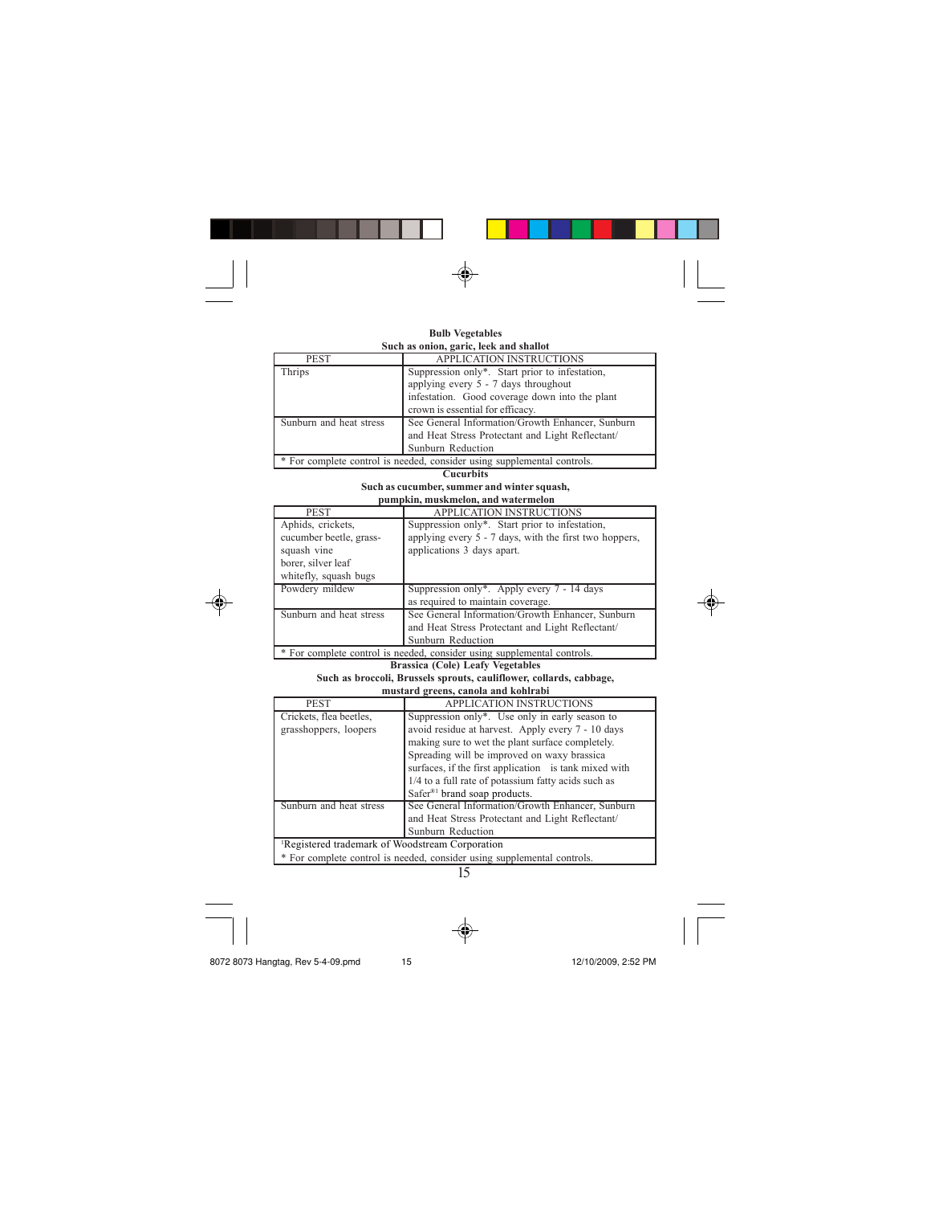**Bulb Vegetables**
**Such as onion, garic, leek and shallot**

| PEST | APPLICATION INSTRUCTIONS |
|---|---|
| Thrips | Suppression only*. Start prior to infestation, applying every 5 - 7 days throughout infestation. Good coverage down into the plant crown is essential for efficacy. |
| Sunburn and heat stress | See General Information/Growth Enhancer, Sunburn and Heat Stress Protectant and Light Reflectant/ Sunburn Reduction |
| * For complete control is needed, consider using supplemental controls. | |

**Cucurbits**
**Such as cucumber, summer and winter squash, pumpkin, muskmelon, and watermelon**

| PEST | APPLICATION INSTRUCTIONS |
|---|---|
| Aphids, crickets, cucumber beetle, grass-hoppers, squash vine borer, silver leaf whitefly, squash bugs | Suppression only*. Start prior to infestation, applying every 5 - 7 days, with the first two applications 3 days apart. |
| Powdery mildew | Suppression only*. Apply every 7 - 14 days as required to maintain coverage. |
| Sunburn and heat stress | See General Information/Growth Enhancer, Sunburn and Heat Stress Protectant and Light Reflectant/ Sunburn Reduction |
| * For complete control is needed, consider using supplemental controls. | |

**Brassica (Cole) Leafy Vegetables**
**Such as broccoli, Brussels sprouts, cauliflower, collards, cabbage, mustard greens, canola and kohlrabi**

| PEST | APPLICATION INSTRUCTIONS |
|---|---|
| Crickets, flea beetles, grasshoppers, loopers | Suppression only*. Use only in early season to avoid residue at harvest. Apply every 7 - 10 days making sure to wet the plant surface completely. Spreading will be improved on waxy brassica surfaces, if the first application is tank mixed with 1/4 to a full rate of potassium fatty acids such as Safer®[1] brand soap products. |
| Sunburn and heat stress | See General Information/Growth Enhancer, Sunburn and Heat Stress Protectant and Light Reflectant/ Sunburn Reduction |
| [1]Registered trademark of Woodstream Corporation | |
| * For complete control is needed, consider using supplemental controls. | |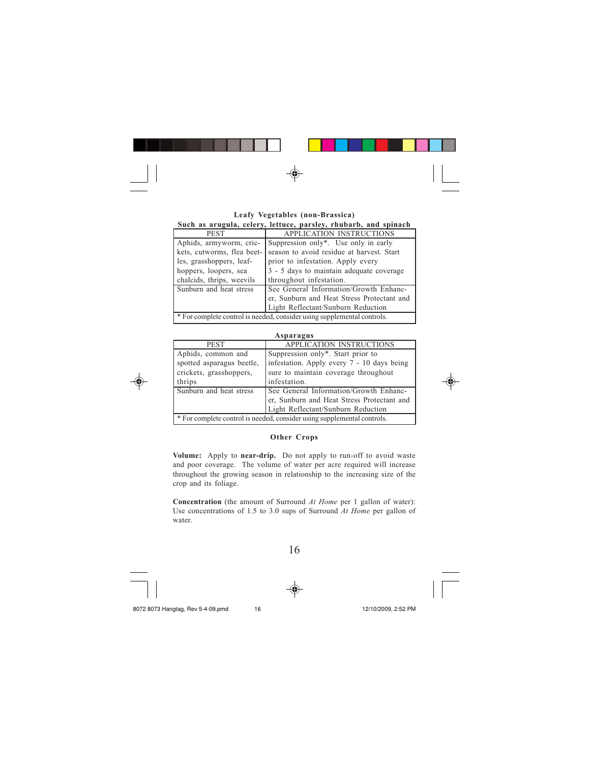### Leafy Vegetables (non-Brassica)

**Such as arugula, celery, lettuce, parsley, rhubarb, and spinach**

| PEST | APPLICATION INSTRUCTIONS |
|---|---|
| Aphids, armyworm, crickets, cutworms, flea beetles, grasshoppers, leafhoppers, loopers, sea chalcids, thrips, weevils | Suppression only*. Use only in early season to avoid residue at harvest. Start prior to infestation. Apply every 3 - 5 days to maintain adequate coverage throughout infestation. |
| Sunburn and heat stress | See General Information/Growth Enhancer, Sunburn and Heat Stress Protectant and Light Reflectant/Sunburn Reduction |
| * For complete control is needed, consider using supplemental controls. | |

### Asparagus

| PEST | APPLICATION INSTRUCTIONS |
|---|---|
| Aphids, common and spotted asparagus beetle, crickets, grasshoppers, thrips | Suppression only*. Start prior to infestation. Apply every 7 - 10 days being sure to maintain coverage throughout infestation. |
| Sunburn and heat stress | See General Information/Growth Enhancer, Sunburn and Heat Stress Protectant and Light Reflectant/Sunburn Reduction |
| * For complete control is needed, consider using supplemental controls. | |

### Other Crops

**Volume:** Apply to **near-drip.** Do not apply to run-off to avoid waste and poor coverage. The volume of water per acre required will increase throughout the growing season in relationship to the increasing size of the crop and its foliage.

**Concentration** (the amount of Surround *At Home* per 1 gallon of water): Use concentrations of 1.5 to 3.0 sups of Surround *At Home* per gallon of water.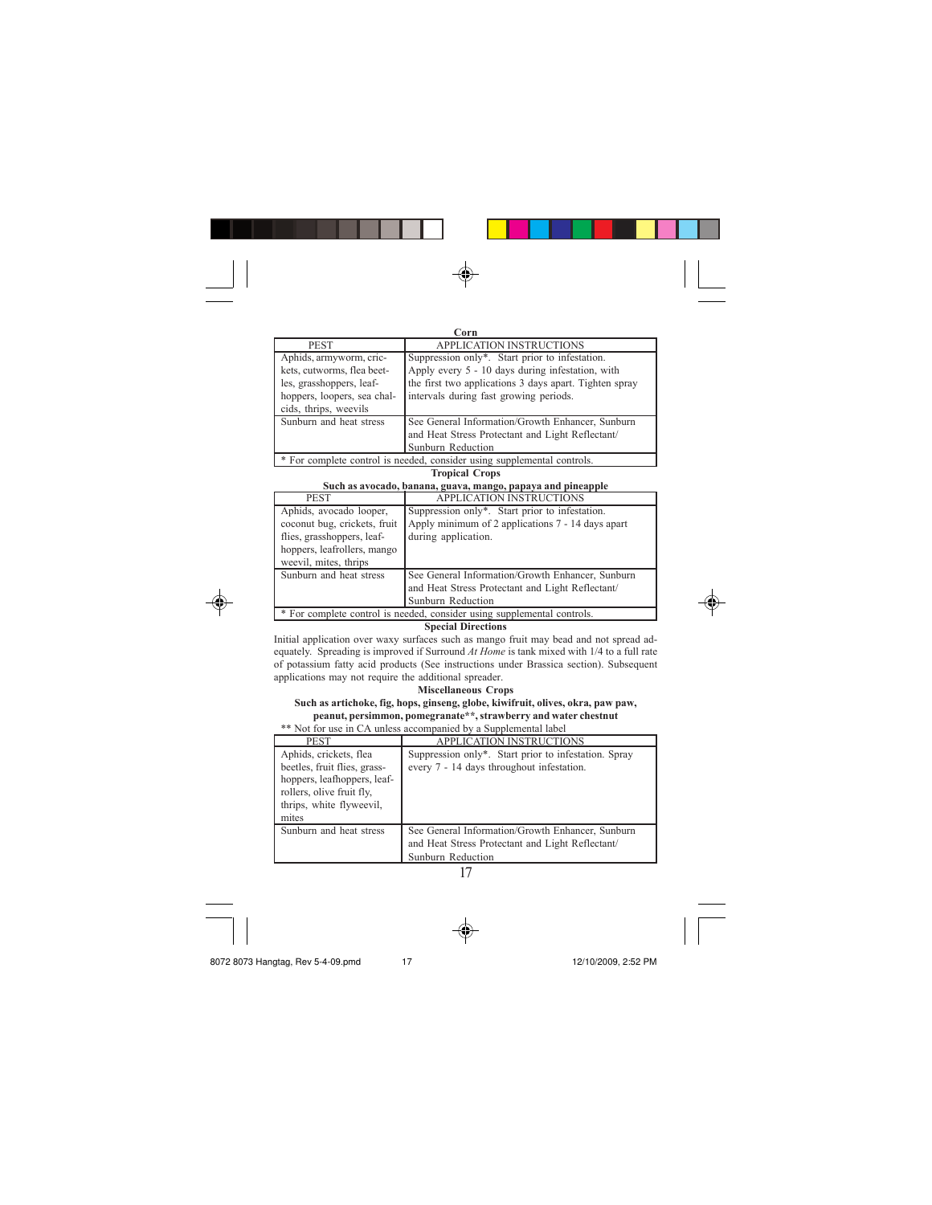**Corn**

| PEST | APPLICATION INSTRUCTIONS |
|---|---|
| Aphids, armyworm, crickets, cutworms, flea beetles, grasshoppers, leafhoppers, loopers, sea chalcids, thrips, weevils | Suppression only*. Start prior to infestation. Apply every 5 - 10 days during infestation, with the first two applications 3 days apart. Tighten spray intervals during fast growing periods. |
| Sunburn and heat stress | See General Information/Growth Enhancer, Sunburn and Heat Stress Protectant and Light Reflectant/ Sunburn Reduction |
| * For complete control is needed, consider using supplemental controls. | |

**Tropical Crops**

**Such as avocado, banana, guava, mango, papaya and pineapple**

| PEST | APPLICATION INSTRUCTIONS |
|---|---|
| Aphids, avocado looper, coconut bug, crickets, fruit flies, grasshoppers, leafhoppers, leafrollers, mango weevil, mites, thrips | Suppression only*. Start prior to infestation. Apply minimum of 2 applications 7 - 14 days apart during application. |
| Sunburn and heat stress | See General Information/Growth Enhancer, Sunburn and Heat Stress Protectant and Light Reflectant/ Sunburn Reduction |
| * For complete control is needed, consider using supplemental controls. | |

**Special Directions**

Initial application over waxy surfaces such as mango fruit may bead and not spread adequately. Spreading is improved if Surround *At Home* is tank mixed with 1/4 to a full rate of potassium fatty acid products (See instructions under Brassica section). Subsequent applications may not require the additional spreader.

**Miscellaneous Crops**

**Such as artichoke, fig, hops, ginseng, globe, kiwifruit, olives, okra, paw paw, peanut, persimmon, pomegranate\*\*, strawberry and water chestnut**

** Not for use in CA unless accompanied by a Supplemental label

| PEST | APPLICATION INSTRUCTIONS |
|---|---|
| Aphids, crickets, flea beetles, fruit flies, grasshoppers, leafhoppers, leafrollers, olive fruit fly, thrips, white flyweevil, mites | Suppression only*. Start prior to infestation. Spray every 7 - 14 days throughout infestation. |
| Sunburn and heat stress | See General Information/Growth Enhancer, Sunburn and Heat Stress Protectant and Light Reflectant/ Sunburn Reduction |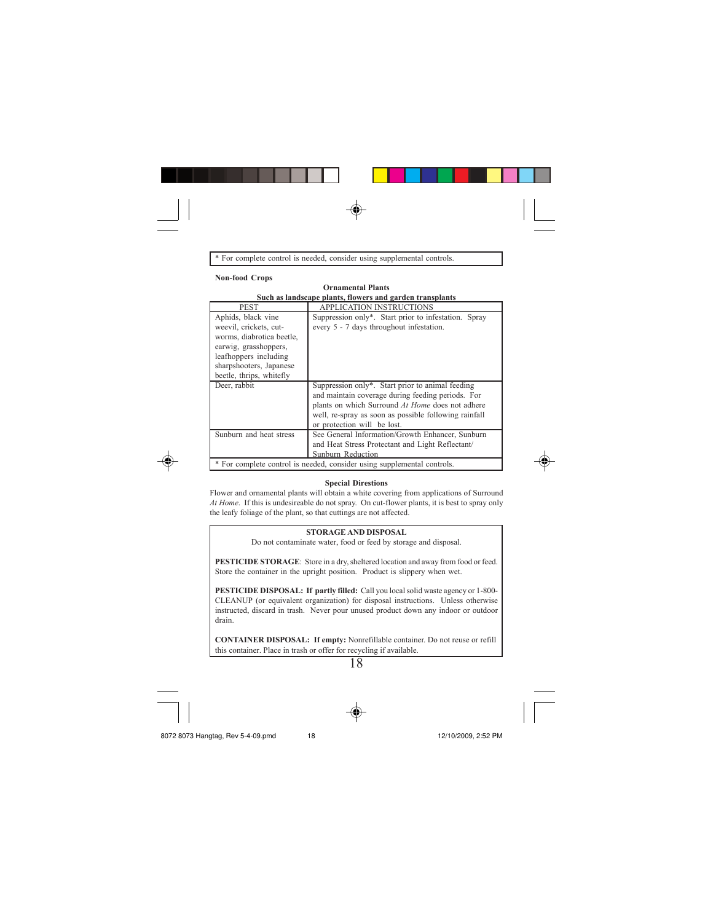| * For complete control is needed, consider using supplemental controls. |
|---|

**Non-food Crops**

**Ornamental Plants**
**Such as landscape plants, flowers and garden transplants**

| PEST | APPLICATION INSTRUCTIONS |
|---|---|
| Aphids, black vine weevil, crickets, cut-worms, diabrotica beetle, earwig, grasshoppers, leafhoppers including sharpshooters, Japanese beetle, thrips, whitefly | Suppression only*. Start prior to infestation. Spray every 5 - 7 days throughout infestation. |
| Deer, rabbit | Suppression only*. Start prior to animal feeding and maintain coverage during feeding periods. For plants on which Surround *At Home* does not adhere well, re-spray as soon as possible following rainfall or protection will be lost. |
| Sunburn and heat stress | See General Information/Growth Enhancer, Sunburn and Heat Stress Protectant and Light Reflectant/ Sunburn Reduction |
| * For complete control is needed, consider using supplemental controls. | |

**Special Direstions**

Flower and ornamental plants will obtain a white covering from applications of Surround *At Home*. If this is undesireable do not spray. On cut-flower plants, it is best to spray only the leafy foliage of the plant, so that cuttings are not affected.

**STORAGE AND DISPOSAL**

Do not contaminate water, food or feed by storage and disposal.

**PESTICIDE STORAGE**: Store in a dry, sheltered location and away from food or feed. Store the container in the upright position. Product is slippery when wet.

**PESTICIDE DISPOSAL: If partly filled:** Call you local solid waste agency or 1-800-CLEANUP (or equivalent organization) for disposal instructions. Unless otherwise instructed, discard in trash. Never pour unused product down any indoor or outdoor drain.

**CONTAINER DISPOSAL: If empty:** Nonrefillable container. Do not reuse or refill this container. Place in trash or offer for recycling if available.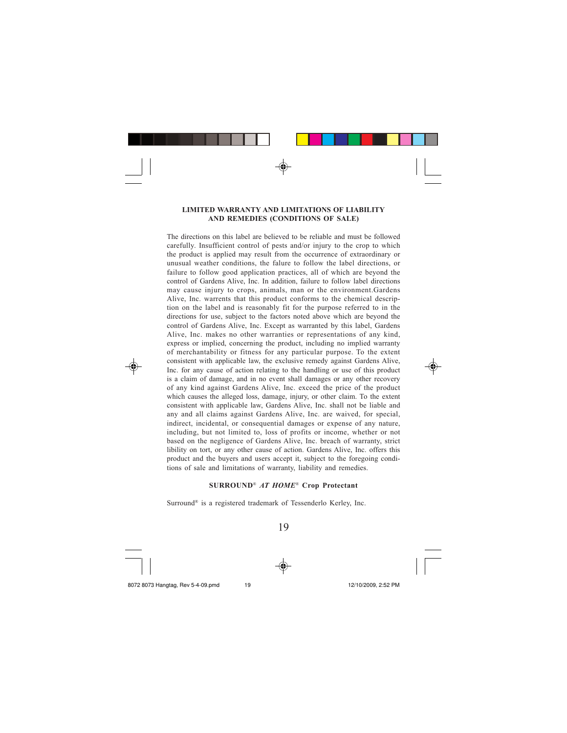## LIMITED WARRANTY AND LIMITATIONS OF LIABILITY AND REMEDIES (CONDITIONS OF SALE)

The directions on this label are believed to be reliable and must be followed carefully. Insufficient control of pests and/or injury to the crop to which the product is applied may result from the occurrence of extraordinary or unusual weather conditions, the falure to follow the label directions, or failure to follow good application practices, all of which are beyond the control of Gardens Alive, Inc. In addition, failure to follow label directions may cause injury to crops, animals, man or the environment.Gardens Alive, Inc. warrents that this product conforms to the chemical description on the label and is reasonably fit for the purpose referred to in the directions for use, subject to the factors noted above which are beyond the control of Gardens Alive, Inc. Except as warranted by this label, Gardens Alive, Inc. makes no other warranties or representations of any kind, express or implied, concerning the product, including no implied warranty of merchantability or fitness for any particular purpose. To the extent consistent with applicable law, the exclusive remedy against Gardens Alive, Inc. for any cause of action relating to the handling or use of this product is a claim of damage, and in no event shall damages or any other recovery of any kind against Gardens Alive, Inc. exceed the price of the product which causes the alleged loss, damage, injury, or other claim. To the extent consistent with applicable law, Gardens Alive, Inc. shall not be liable and any and all claims against Gardens Alive, Inc. are waived, for special, indirect, incidental, or consequential damages or expense of any nature, including, but not limited to, loss of profits or income, whether or not based on the negligence of Gardens Alive, Inc. breach of warranty, strict libility on tort, or any other cause of action. Gardens Alive, Inc. offers this product and the buyers and users accept it, subject to the foregoing conditions of sale and limitations of warranty, liability and remedies.

**SURROUND® *AT HOME*® Crop Protectant**

Surround® is a registered trademark of Tessenderlo Kerley, Inc.